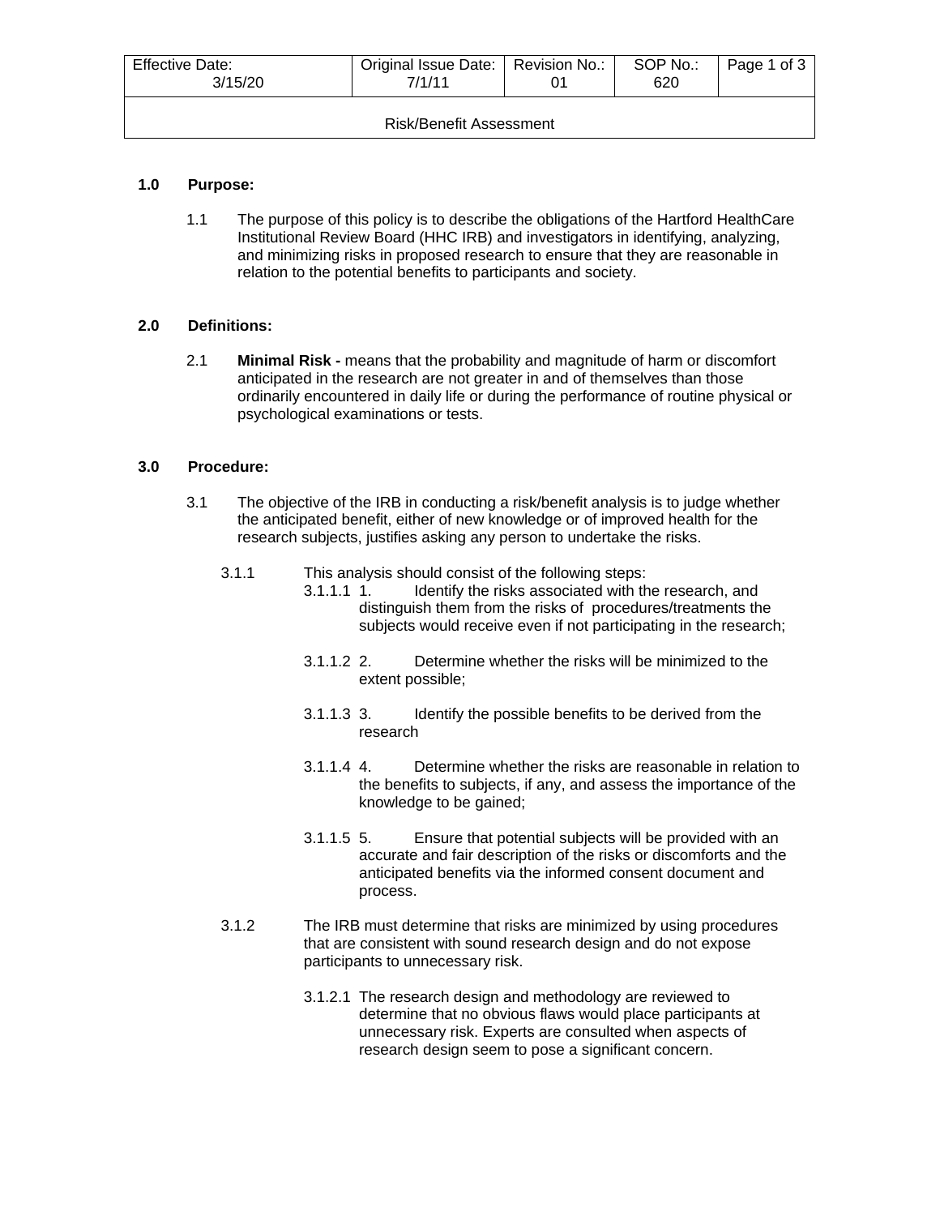| Effective Date: 3/15/20 | Original Issue Date: 7/1/11 | Revision No.: 01 | SOP No.: 620 |
|---|---|---|---|

**Risk/Benefit Assessment**

## 1.0 Purpose:

1.1 The purpose of this policy is to describe the obligations of the Hartford HealthCare Institutional Review Board (HHC IRB) and investigators in identifying, analyzing, and minimizing risks in proposed research to ensure that they are reasonable in relation to the potential benefits to participants and society.

## 2.0 Definitions:

2.1 **Minimal Risk -** means that the probability and magnitude of harm or discomfort anticipated in the research are not greater in and of themselves than those ordinarily encountered in daily life or during the performance of routine physical or psychological examinations or tests.

## 3.0 Procedure:

3.1 The objective of the IRB in conducting a risk/benefit analysis is to judge whether the anticipated benefit, either of new knowledge or of improved health for the research subjects, justifies asking any person to undertake the risks.

3.1.1 This analysis should consist of the following steps:

3.1.1.1 1. Identify the risks associated with the research, and distinguish them from the risks of procedures/treatments the subjects would receive even if not participating in the research;

3.1.1.2 2. Determine whether the risks will be minimized to the extent possible;

3.1.1.3 3. Identify the possible benefits to be derived from the research

3.1.1.4 4. Determine whether the risks are reasonable in relation to the benefits to subjects, if any, and assess the importance of the knowledge to be gained;

3.1.1.5 5. Ensure that potential subjects will be provided with an accurate and fair description of the risks or discomforts and the anticipated benefits via the informed consent document and process.

3.1.2 The IRB must determine that risks are minimized by using procedures that are consistent with sound research design and do not expose participants to unnecessary risk.

3.1.2.1 The research design and methodology are reviewed to determine that no obvious flaws would place participants at unnecessary risk. Experts are consulted when aspects of research design seem to pose a significant concern.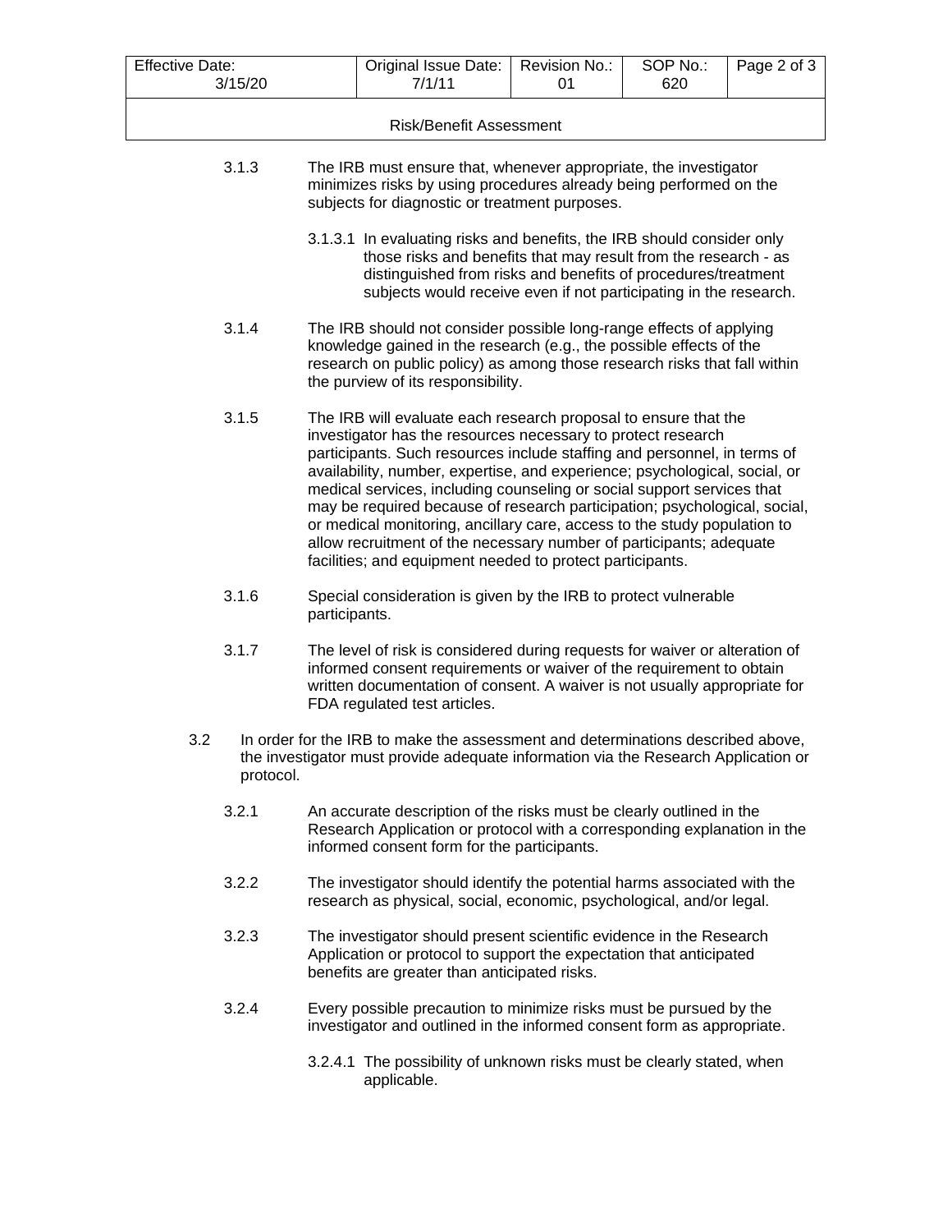3.1.3 The IRB must ensure that, whenever appropriate, the investigator minimizes risks by using procedures already being performed on the subjects for diagnostic or treatment purposes.

3.1.3.1 In evaluating risks and benefits, the IRB should consider only those risks and benefits that may result from the research - as distinguished from risks and benefits of procedures/treatment subjects would receive even if not participating in the research.

3.1.4 The IRB should not consider possible long-range effects of applying knowledge gained in the research (e.g., the possible effects of the research on public policy) as among those research risks that fall within the purview of its responsibility.

3.1.5 The IRB will evaluate each research proposal to ensure that the investigator has the resources necessary to protect research participants. Such resources include staffing and personnel, in terms of availability, number, expertise, and experience; psychological, social, or medical services, including counseling or social support services that may be required because of research participation; psychological, social, or medical monitoring, ancillary care, access to the study population to allow recruitment of the necessary number of participants; adequate facilities; and equipment needed to protect participants.

3.1.6 Special consideration is given by the IRB to protect vulnerable participants.

3.1.7 The level of risk is considered during requests for waiver or alteration of informed consent requirements or waiver of the requirement to obtain written documentation of consent. A waiver is not usually appropriate for FDA regulated test articles.

3.2 In order for the IRB to make the assessment and determinations described above, the investigator must provide adequate information via the Research Application or protocol.

3.2.1 An accurate description of the risks must be clearly outlined in the Research Application or protocol with a corresponding explanation in the informed consent form for the participants.

3.2.2 The investigator should identify the potential harms associated with the research as physical, social, economic, psychological, and/or legal.

3.2.3 The investigator should present scientific evidence in the Research Application or protocol to support the expectation that anticipated benefits are greater than anticipated risks.

3.2.4 Every possible precaution to minimize risks must be pursued by the investigator and outlined in the informed consent form as appropriate.

3.2.4.1 The possibility of unknown risks must be clearly stated, when applicable.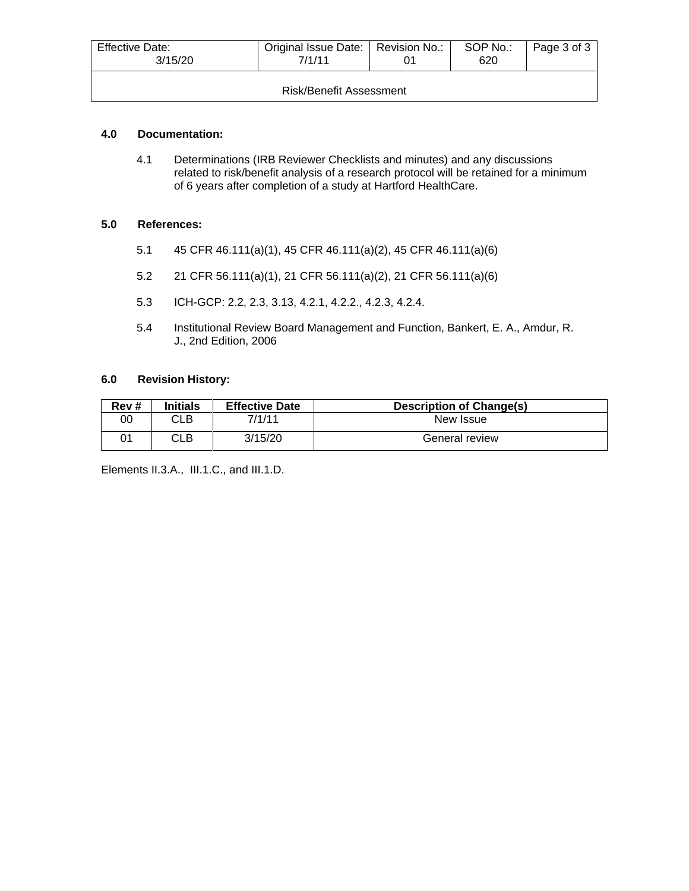## 4.0 Documentation:

4.1 Determinations (IRB Reviewer Checklists and minutes) and any discussions related to risk/benefit analysis of a research protocol will be retained for a minimum of 6 years after completion of a study at Hartford HealthCare.

## 5.0 References:

5.1 45 CFR 46.111(a)(1), 45 CFR 46.111(a)(2), 45 CFR 46.111(a)(6)

5.2 21 CFR 56.111(a)(1), 21 CFR 56.111(a)(2), 21 CFR 56.111(a)(6)

5.3 ICH-GCP: 2.2, 2.3, 3.13, 4.2.1, 4.2.2., 4.2.3, 4.2.4.

5.4 Institutional Review Board Management and Function, Bankert, E. A., Amdur, R. J., 2nd Edition, 2006

## 6.0 Revision History:

| Rev # | Initials | Effective Date | Description of Change(s) |
|---|---|---|---|
| 00 | CLB | 7/1/11 | New Issue |
| 01 | CLB | 3/15/20 | General review |

Elements II.3.A., III.1.C., and III.1.D.